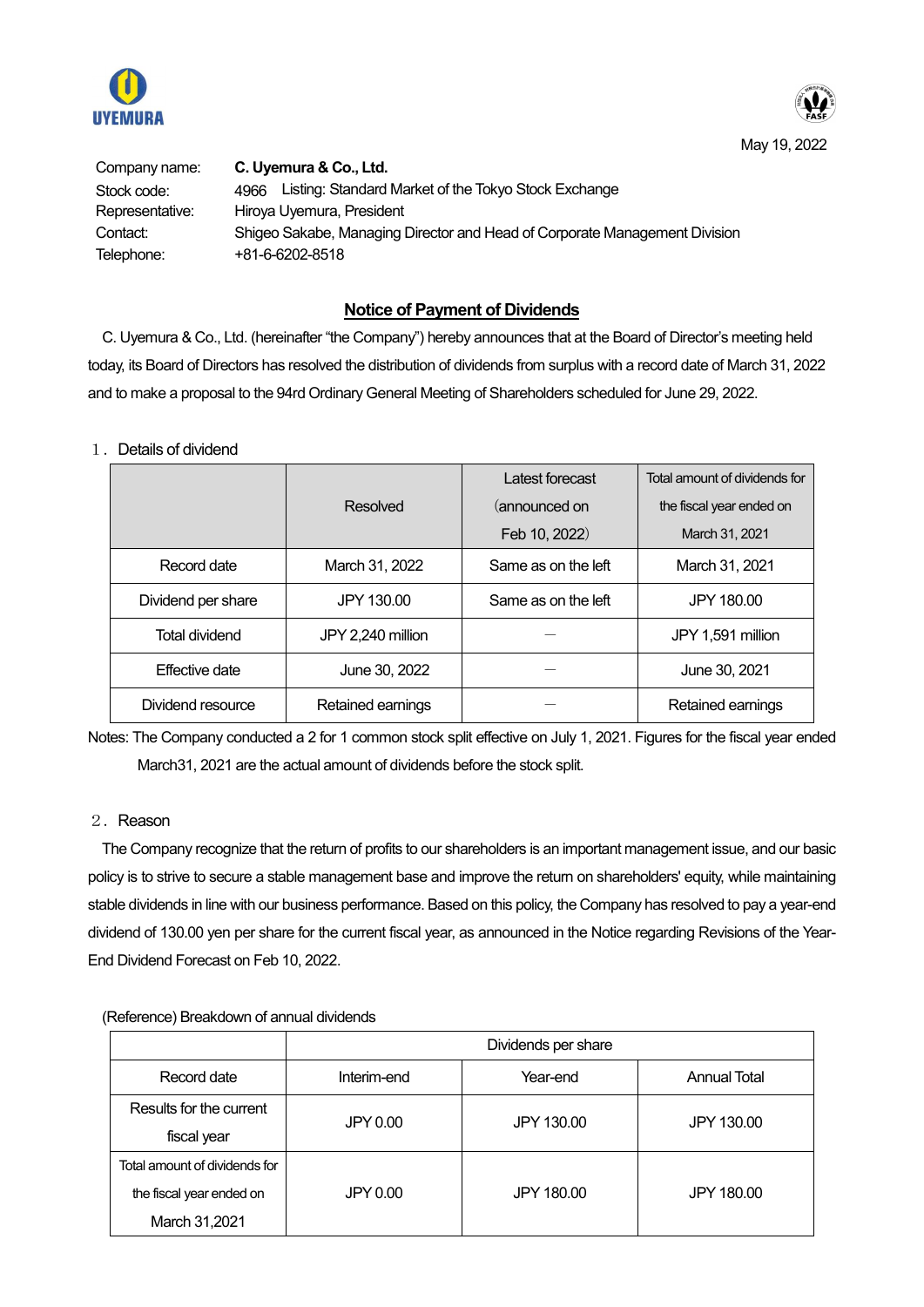May 19, 2022

Company name: **C. Uyemura & Co., Ltd.**
Stock code: 4966 Listing: Standard Market of the Tokyo Stock Exchange
Representative: Hiroya Uyemura, President
Contact: Shigeo Sakabe, Managing Director and Head of Corporate Management Division
Telephone: +81-6-6202-8518

## Notice of Payment of Dividends

C. Uyemura & Co., Ltd. (hereinafter "the Company") hereby announces that at the Board of Director's meeting held today, its Board of Directors has resolved the distribution of dividends from surplus with a record date of March 31, 2022 and to make a proposal to the 94rd Ordinary General Meeting of Shareholders scheduled for June 29, 2022.

１．Details of dividend

| | Resolved | Latest forecast (announced on Feb 10, 2022) | Total amount of dividends for the fiscal year ended on March 31, 2021 |
|---|---|---|---|
| Record date | March 31, 2022 | Same as on the left | March 31, 2021 |
| Dividend per share | JPY 130.00 | Same as on the left | JPY 180.00 |
| Total dividend | JPY 2,240 million | ― | JPY 1,591 million |
| Effective date | June 30, 2022 | ― | June 30, 2021 |
| Dividend resource | Retained earnings | ― | Retained earnings |

Notes: The Company conducted a 2 for 1 common stock split effective on July 1, 2021. Figures for the fiscal year ended March31, 2021 are the actual amount of dividends before the stock split.

２．Reason

The Company recognize that the return of profits to our shareholders is an important management issue, and our basic policy is to strive to secure a stable management base and improve the return on shareholders' equity, while maintaining stable dividends in line with our business performance. Based on this policy, the Company has resolved to pay a year-end dividend of 130.00 yen per share for the current fiscal year, as announced in the Notice regarding Revisions of the Year-End Dividend Forecast on Feb 10, 2022.

(Reference) Breakdown of annual dividends

| | Dividends per share | | |
|---|---|---|---|
| Record date | Interim-end | Year-end | Annual Total |
| Results for the current fiscal year | JPY 0.00 | JPY 130.00 | JPY 130.00 |
| Total amount of dividends for the fiscal year ended on March 31,2021 | JPY 0.00 | JPY 180.00 | JPY 180.00 |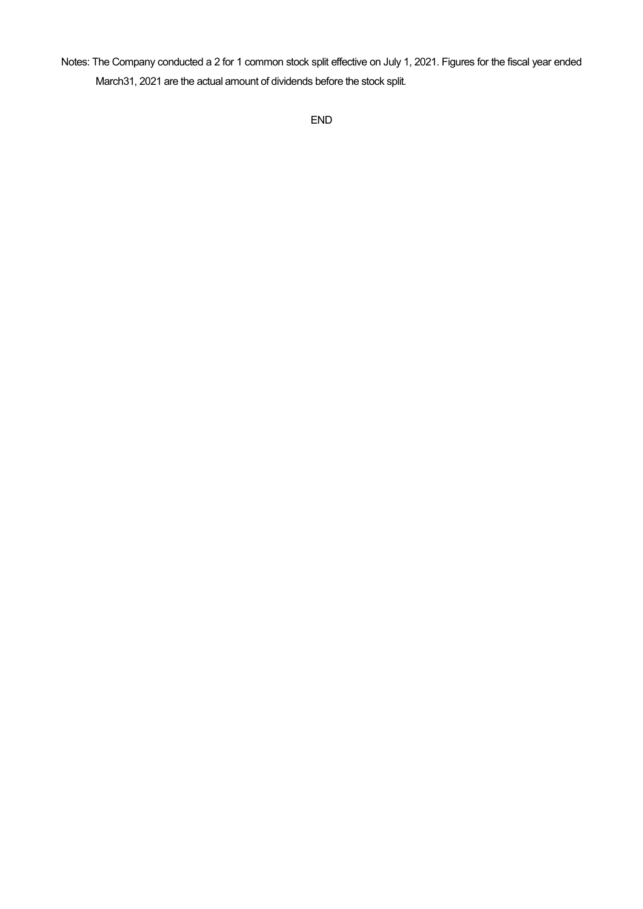Notes: The Company conducted a 2 for 1 common stock split effective on July 1, 2021. Figures for the fiscal year ended March31, 2021 are the actual amount of dividends before the stock split.

END